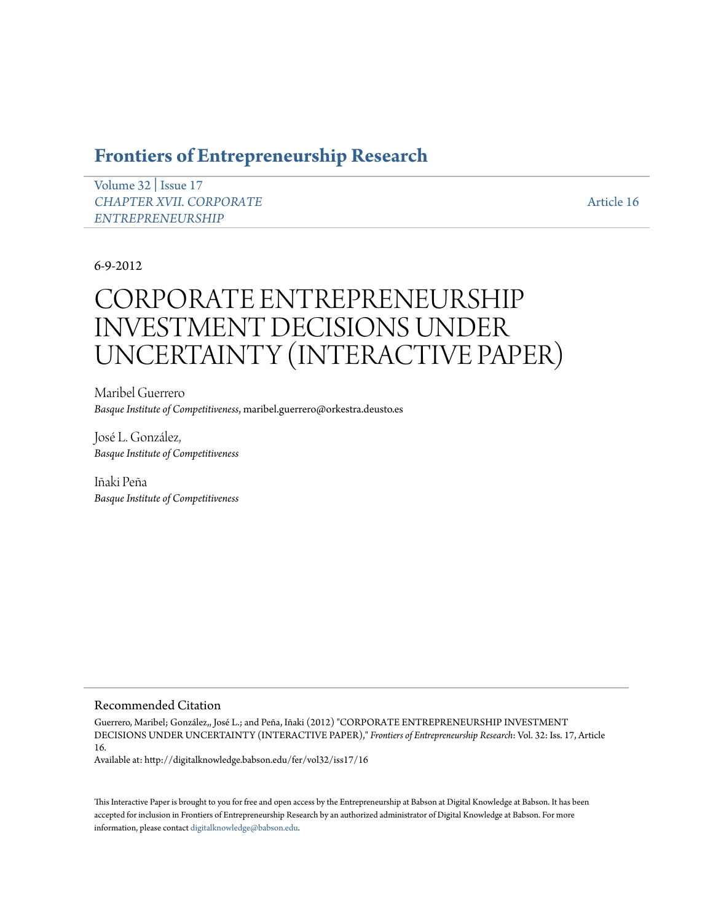# Frontiers of Entrepreneurship Research

Volume 32 | Issue 17
*CHAPTER XVII. CORPORATE ENTREPRENEURSHIP*

Article 16

6-9-2012

# CORPORATE ENTREPRENEURSHIP INVESTMENT DECISIONS UNDER UNCERTAINTY (INTERACTIVE PAPER)

Maribel Guerrero
*Basque Institute of Competitiveness*, maribel.guerrero@orkestra.deusto.es

José L. González,
*Basque Institute of Competitiveness*

Iñaki Peña
*Basque Institute of Competitiveness*

## Recommended Citation

Guerrero, Maribel; González,, José L.; and Peña, Iñaki (2012) "CORPORATE ENTREPRENEURSHIP INVESTMENT DECISIONS UNDER UNCERTAINTY (INTERACTIVE PAPER)," *Frontiers of Entrepreneurship Research*: Vol. 32: Iss. 17, Article 16.
Available at: http://digitalknowledge.babson.edu/fer/vol32/iss17/16

This Interactive Paper is brought to you for free and open access by the Entrepreneurship at Babson at Digital Knowledge at Babson. It has been accepted for inclusion in Frontiers of Entrepreneurship Research by an authorized administrator of Digital Knowledge at Babson. For more information, please contact digitalknowledge@babson.edu.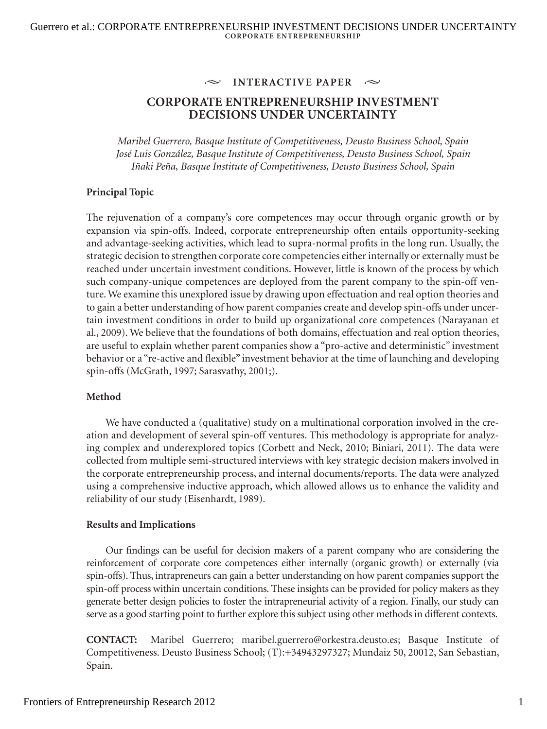CORPORATE ENTREPRENEURSHIP

〜 **INTERACTIVE PAPER** 〜

# CORPORATE ENTREPRENEURSHIP INVESTMENT DECISIONS UNDER UNCERTAINTY

*Maribel Guerrero, Basque Institute of Competitiveness, Deusto Business School, Spain*
*José Luis González, Basque Institute of Competitiveness, Deusto Business School, Spain*
*Iñaki Peña, Basque Institute of Competitiveness, Deusto Business School, Spain*

## Principal Topic

The rejuvenation of a company's core competences may occur through organic growth or by expansion via spin-offs. Indeed, corporate entrepreneurship often entails opportunity-seeking and advantage-seeking activities, which lead to supra-normal profits in the long run. Usually, the strategic decision to strengthen corporate core competencies either internally or externally must be reached under uncertain investment conditions. However, little is known of the process by which such company-unique competences are deployed from the parent company to the spin-off venture. We examine this unexplored issue by drawing upon effectuation and real option theories and to gain a better understanding of how parent companies create and develop spin-offs under uncertain investment conditions in order to build up organizational core competences (Narayanan et al., 2009). We believe that the foundations of both domains, effectuation and real option theories, are useful to explain whether parent companies show a "pro-active and deterministic" investment behavior or a "re-active and flexible" investment behavior at the time of launching and developing spin-offs (McGrath, 1997; Sarasvathy, 2001;).

## Method

We have conducted a (qualitative) study on a multinational corporation involved in the creation and development of several spin-off ventures. This methodology is appropriate for analyzing complex and underexplored topics (Corbett and Neck, 2010; Biniari, 2011). The data were collected from multiple semi-structured interviews with key strategic decision makers involved in the corporate entrepreneurship process, and internal documents/reports. The data were analyzed using a comprehensive inductive approach, which allowed allows us to enhance the validity and reliability of our study (Eisenhardt, 1989).

## Results and Implications

Our findings can be useful for decision makers of a parent company who are considering the reinforcement of corporate core competences either internally (organic growth) or externally (via spin-offs). Thus, intrapreneurs can gain a better understanding on how parent companies support the spin-off process within uncertain conditions. These insights can be provided for policy makers as they generate better design policies to foster the intrapreneurial activity of a region. Finally, our study can serve as a good starting point to further explore this subject using other methods in different contexts.

**CONTACT:** Maribel Guerrero; maribel.guerrero@orkestra.deusto.es; Basque Institute of Competitiveness. Deusto Business School; (T):+34943297327; Mundaiz 50, 20012, San Sebastian, Spain.